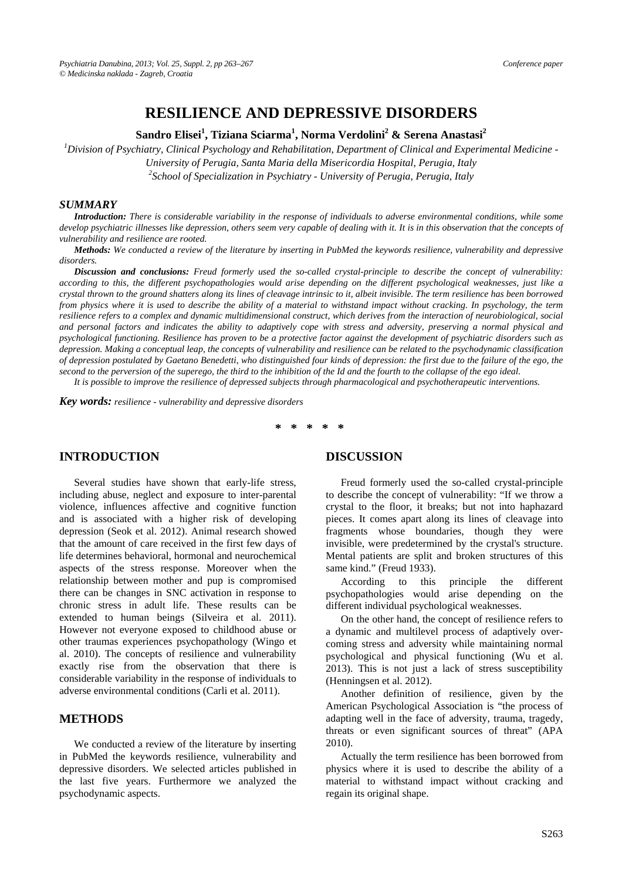# RESILIENCE AND DEPRESSIVE DISORDERS

**Sandro Elisei[1], Tiziana Sciarma[1], Norma Verdolini[2] & Serena Anastasi[2]**

[1]*Division of Psychiatry, Clinical Psychology and Rehabilitation, Department of Clinical and Experimental Medicine - University of Perugia, Santa Maria della Misericordia Hospital, Perugia, Italy*

[2]*School of Specialization in Psychiatry - University of Perugia, Perugia, Italy*

### *SUMMARY*

***Introduction:*** *There is considerable variability in the response of individuals to adverse environmental conditions, while some develop psychiatric illnesses like depression, others seem very capable of dealing with it. It is in this observation that the concepts of vulnerability and resilience are rooted.*

***Methods:*** *We conducted a review of the literature by inserting in PubMed the keywords resilience, vulnerability and depressive disorders.*

***Discussion and conclusions:*** *Freud formerly used the so-called crystal-principle to describe the concept of vulnerability: according to this, the different psychopathologies would arise depending on the different psychological weaknesses, just like a crystal thrown to the ground shatters along its lines of cleavage intrinsic to it, albeit invisible. The term resilience has been borrowed from physics where it is used to describe the ability of a material to withstand impact without cracking. In psychology, the term resilience refers to a complex and dynamic multidimensional construct, which derives from the interaction of neurobiological, social and personal factors and indicates the ability to adaptively cope with stress and adversity, preserving a normal physical and psychological functioning. Resilience has proven to be a protective factor against the development of psychiatric disorders such as depression. Making a conceptual leap, the concepts of vulnerability and resilience can be related to the psychodynamic classification of depression postulated by Gaetano Benedetti, who distinguished four kinds of depression: the first due to the failure of the ego, the second to the perversion of the superego, the third to the inhibition of the Id and the fourth to the collapse of the ego ideal.*

*It is possible to improve the resilience of depressed subjects through pharmacological and psychotherapeutic interventions.*

***Key words:*** *resilience - vulnerability and depressive disorders*

\* \* \* \* \*

## INTRODUCTION

Several studies have shown that early-life stress, including abuse, neglect and exposure to inter-parental violence, influences affective and cognitive function and is associated with a higher risk of developing depression (Seok et al. 2012). Animal research showed that the amount of care received in the first few days of life determines behavioral, hormonal and neurochemical aspects of the stress response. Moreover when the relationship between mother and pup is compromised there can be changes in SNC activation in response to chronic stress in adult life. These results can be extended to human beings (Silveira et al. 2011). However not everyone exposed to childhood abuse or other traumas experiences psychopathology (Wingo et al. 2010). The concepts of resilience and vulnerability exactly rise from the observation that there is considerable variability in the response of individuals to adverse environmental conditions (Carli et al. 2011).

## METHODS

We conducted a review of the literature by inserting in PubMed the keywords resilience, vulnerability and depressive disorders. We selected articles published in the last five years. Furthermore we analyzed the psychodynamic aspects.

## DISCUSSION

Freud formerly used the so-called crystal-principle to describe the concept of vulnerability: "If we throw a crystal to the floor, it breaks; but not into haphazard pieces. It comes apart along its lines of cleavage into fragments whose boundaries, though they were invisible, were predetermined by the crystal's structure. Mental patients are split and broken structures of this same kind." (Freud 1933).

According to this principle the different psychopathologies would arise depending on the different individual psychological weaknesses.

On the other hand, the concept of resilience refers to a dynamic and multilevel process of adaptively over-coming stress and adversity while maintaining normal psychological and physical functioning (Wu et al. 2013). This is not just a lack of stress susceptibility (Henningsen et al. 2012).

Another definition of resilience, given by the American Psychological Association is "the process of adapting well in the face of adversity, trauma, tragedy, threats or even significant sources of threat" (APA 2010).

Actually the term resilience has been borrowed from physics where it is used to describe the ability of a material to withstand impact without cracking and regain its original shape.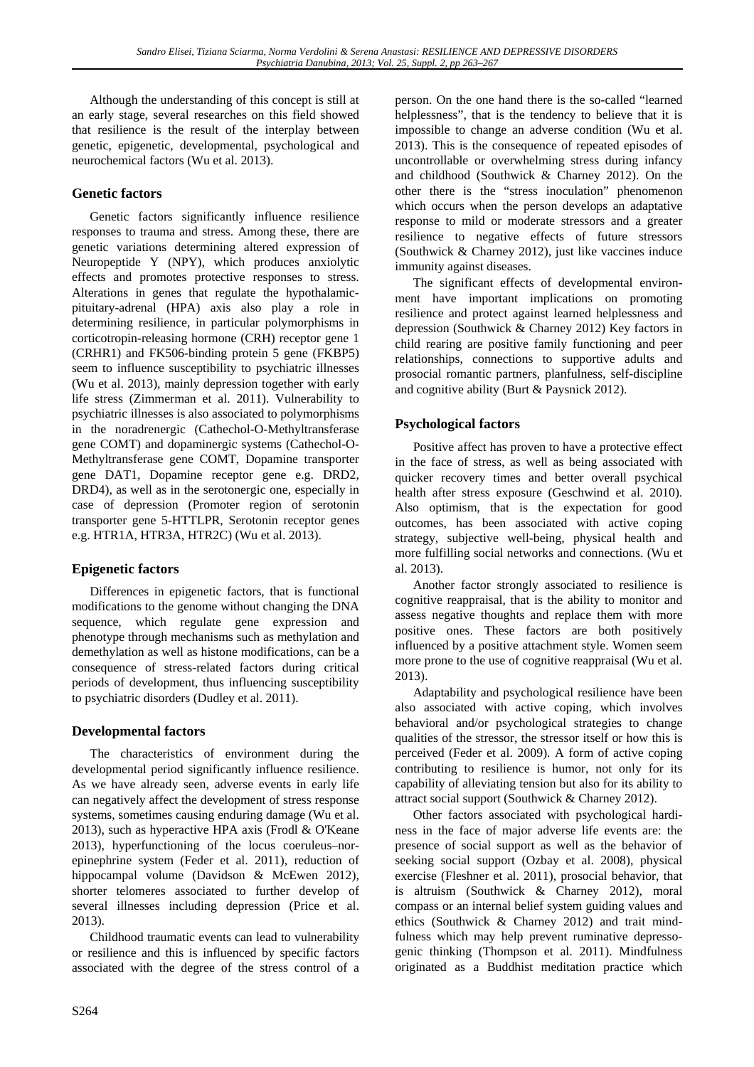Although the understanding of this concept is still at an early stage, several researches on this field showed that resilience is the result of the interplay between genetic, epigenetic, developmental, psychological and neurochemical factors (Wu et al. 2013).

## Genetic factors

Genetic factors significantly influence resilience responses to trauma and stress. Among these, there are genetic variations determining altered expression of Neuropeptide Y (NPY), which produces anxiolytic effects and promotes protective responses to stress. Alterations in genes that regulate the hypothalamic-pituitary-adrenal (HPA) axis also play a role in determining resilience, in particular polymorphisms in corticotropin-releasing hormone (CRH) receptor gene 1 (CRHR1) and FK506-binding protein 5 gene (FKBP5) seem to influence susceptibility to psychiatric illnesses (Wu et al. 2013), mainly depression together with early life stress (Zimmerman et al. 2011). Vulnerability to psychiatric illnesses is also associated to polymorphisms in the noradrenergic (Cathechol-O-Methyltransferase gene COMT) and dopaminergic systems (Cathechol-O-Methyltransferase gene COMT, Dopamine transporter gene DAT1, Dopamine receptor gene e.g. DRD2, DRD4), as well as in the serotonergic one, especially in case of depression (Promoter region of serotonin transporter gene 5-HTTLPR, Serotonin receptor genes e.g. HTR1A, HTR3A, HTR2C) (Wu et al. 2013).

## Epigenetic factors

Differences in epigenetic factors, that is functional modifications to the genome without changing the DNA sequence, which regulate gene expression and phenotype through mechanisms such as methylation and demethylation as well as histone modifications, can be a consequence of stress-related factors during critical periods of development, thus influencing susceptibility to psychiatric disorders (Dudley et al. 2011).

## Developmental factors

The characteristics of environment during the developmental period significantly influence resilience. As we have already seen, adverse events in early life can negatively affect the development of stress response systems, sometimes causing enduring damage (Wu et al. 2013), such as hyperactive HPA axis (Frodl & O'Keane 2013), hyperfunctioning of the locus coeruleus–nor-epinephrine system (Feder et al. 2011), reduction of hippocampal volume (Davidson & McEwen 2012), shorter telomeres associated to further develop of several illnesses including depression (Price et al. 2013).

Childhood traumatic events can lead to vulnerability or resilience and this is influenced by specific factors associated with the degree of the stress control of a person. On the one hand there is the so-called "learned helplessness", that is the tendency to believe that it is impossible to change an adverse condition (Wu et al. 2013). This is the consequence of repeated episodes of uncontrollable or overwhelming stress during infancy and childhood (Southwick & Charney 2012). On the other there is the "stress inoculation" phenomenon which occurs when the person develops an adaptative response to mild or moderate stressors and a greater resilience to negative effects of future stressors (Southwick & Charney 2012), just like vaccines induce immunity against diseases.

The significant effects of developmental environment have important implications on promoting resilience and protect against learned helplessness and depression (Southwick & Charney 2012) Key factors in child rearing are positive family functioning and peer relationships, connections to supportive adults and prosocial romantic partners, planfulness, self-discipline and cognitive ability (Burt & Paysnick 2012).

## Psychological factors

Positive affect has proven to have a protective effect in the face of stress, as well as being associated with quicker recovery times and better overall psychical health after stress exposure (Geschwind et al. 2010). Also optimism, that is the expectation for good outcomes, has been associated with active coping strategy, subjective well-being, physical health and more fulfilling social networks and connections. (Wu et al. 2013).

Another factor strongly associated to resilience is cognitive reappraisal, that is the ability to monitor and assess negative thoughts and replace them with more positive ones. These factors are both positively influenced by a positive attachment style. Women seem more prone to the use of cognitive reappraisal (Wu et al. 2013).

Adaptability and psychological resilience have been also associated with active coping, which involves behavioral and/or psychological strategies to change qualities of the stressor, the stressor itself or how this is perceived (Feder et al. 2009). A form of active coping contributing to resilience is humor, not only for its capability of alleviating tension but also for its ability to attract social support (Southwick & Charney 2012).

Other factors associated with psychological hardiness in the face of major adverse life events are: the presence of social support as well as the behavior of seeking social support (Ozbay et al. 2008), physical exercise (Fleshner et al. 2011), prosocial behavior, that is altruism (Southwick & Charney 2012), moral compass or an internal belief system guiding values and ethics (Southwick & Charney 2012) and trait mindfulness which may help prevent ruminative depressogenic thinking (Thompson et al. 2011). Mindfulness originated as a Buddhist meditation practice which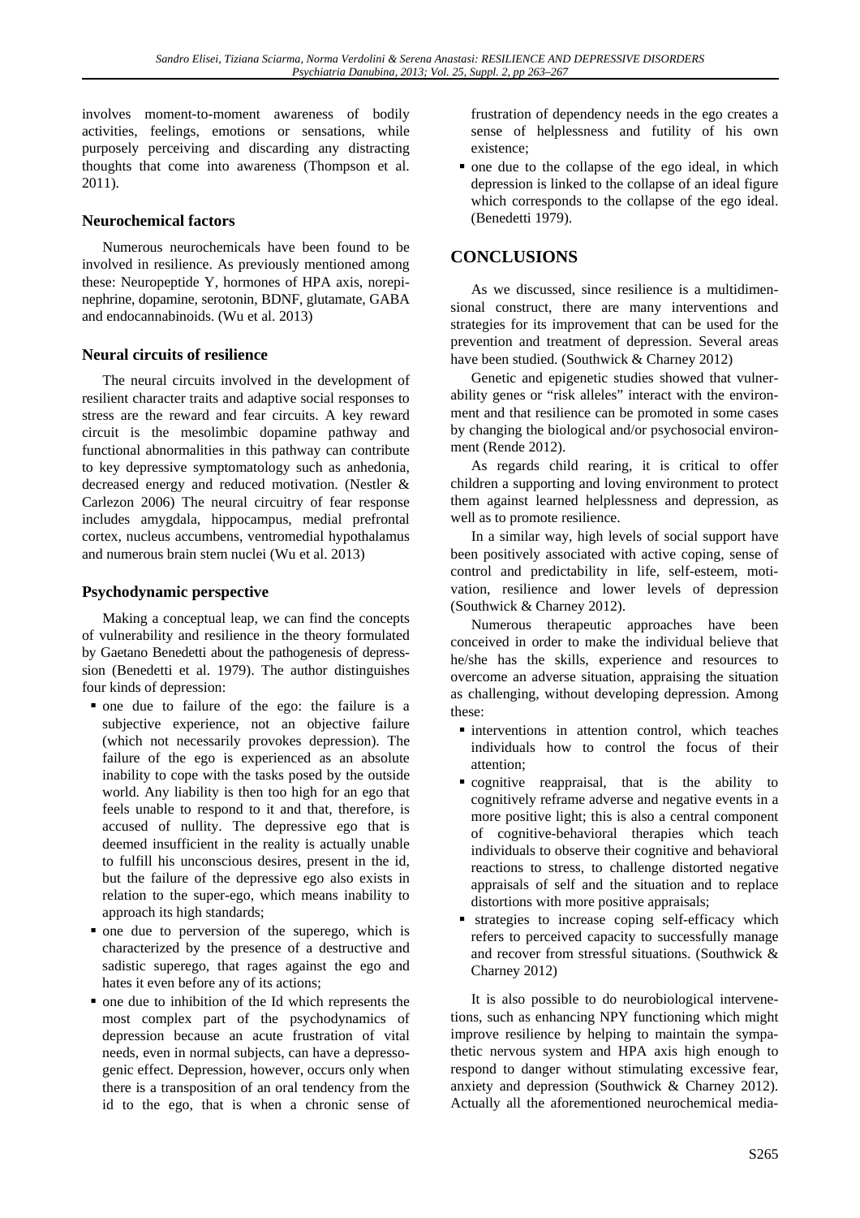involves moment-to-moment awareness of bodily activities, feelings, emotions or sensations, while purposely perceiving and discarding any distracting thoughts that come into awareness (Thompson et al. 2011).

### Neurochemical factors

Numerous neurochemicals have been found to be involved in resilience. As previously mentioned among these: Neuropeptide Y, hormones of HPA axis, norepinephrine, dopamine, serotonin, BDNF, glutamate, GABA and endocannabinoids. (Wu et al. 2013)

### Neural circuits of resilience

The neural circuits involved in the development of resilient character traits and adaptive social responses to stress are the reward and fear circuits. A key reward circuit is the mesolimbic dopamine pathway and functional abnormalities in this pathway can contribute to key depressive symptomatology such as anhedonia, decreased energy and reduced motivation. (Nestler & Carlezon 2006) The neural circuitry of fear response includes amygdala, hippocampus, medial prefrontal cortex, nucleus accumbens, ventromedial hypothalamus and numerous brain stem nuclei (Wu et al. 2013)

### Psychodynamic perspective

Making a conceptual leap, we can find the concepts of vulnerability and resilience in the theory formulated by Gaetano Benedetti about the pathogenesis of depression (Benedetti et al. 1979). The author distinguishes four kinds of depression:

- one due to failure of the ego: the failure is a subjective experience, not an objective failure (which not necessarily provokes depression). The failure of the ego is experienced as an absolute inability to cope with the tasks posed by the outside world. Any liability is then too high for an ego that feels unable to respond to it and that, therefore, is accused of nullity. The depressive ego that is deemed insufficient in the reality is actually unable to fulfill his unconscious desires, present in the id, but the failure of the depressive ego also exists in relation to the super-ego, which means inability to approach its high standards;
- one due to perversion of the superego, which is characterized by the presence of a destructive and sadistic superego, that rages against the ego and hates it even before any of its actions;
- one due to inhibition of the Id which represents the most complex part of the psychodynamics of depression because an acute frustration of vital needs, even in normal subjects, can have a depressogenic effect. Depression, however, occurs only when there is a transposition of an oral tendency from the id to the ego, that is when a chronic sense of frustration of dependency needs in the ego creates a sense of helplessness and futility of his own existence;
- one due to the collapse of the ego ideal, in which depression is linked to the collapse of an ideal figure which corresponds to the collapse of the ego ideal. (Benedetti 1979).

## CONCLUSIONS

As we discussed, since resilience is a multidimensional construct, there are many interventions and strategies for its improvement that can be used for the prevention and treatment of depression. Several areas have been studied. (Southwick & Charney 2012)

Genetic and epigenetic studies showed that vulnerability genes or "risk alleles" interact with the environment and that resilience can be promoted in some cases by changing the biological and/or psychosocial environment (Rende 2012).

As regards child rearing, it is critical to offer children a supporting and loving environment to protect them against learned helplessness and depression, as well as to promote resilience.

In a similar way, high levels of social support have been positively associated with active coping, sense of control and predictability in life, self-esteem, motivation, resilience and lower levels of depression (Southwick & Charney 2012).

Numerous therapeutic approaches have been conceived in order to make the individual believe that he/she has the skills, experience and resources to overcome an adverse situation, appraising the situation as challenging, without developing depression. Among these:

- interventions in attention control, which teaches individuals how to control the focus of their attention;
- cognitive reappraisal, that is the ability to cognitively reframe adverse and negative events in a more positive light; this is also a central component of cognitive-behavioral therapies which teach individuals to observe their cognitive and behavioral reactions to stress, to challenge distorted negative appraisals of self and the situation and to replace distortions with more positive appraisals;
- strategies to increase coping self-efficacy which refers to perceived capacity to successfully manage and recover from stressful situations. (Southwick & Charney 2012)

It is also possible to do neurobiological interventions, such as enhancing NPY functioning which might improve resilience by helping to maintain the sympathetic nervous system and HPA axis high enough to respond to danger without stimulating excessive fear, anxiety and depression (Southwick & Charney 2012). Actually all the aforementioned neurochemical media-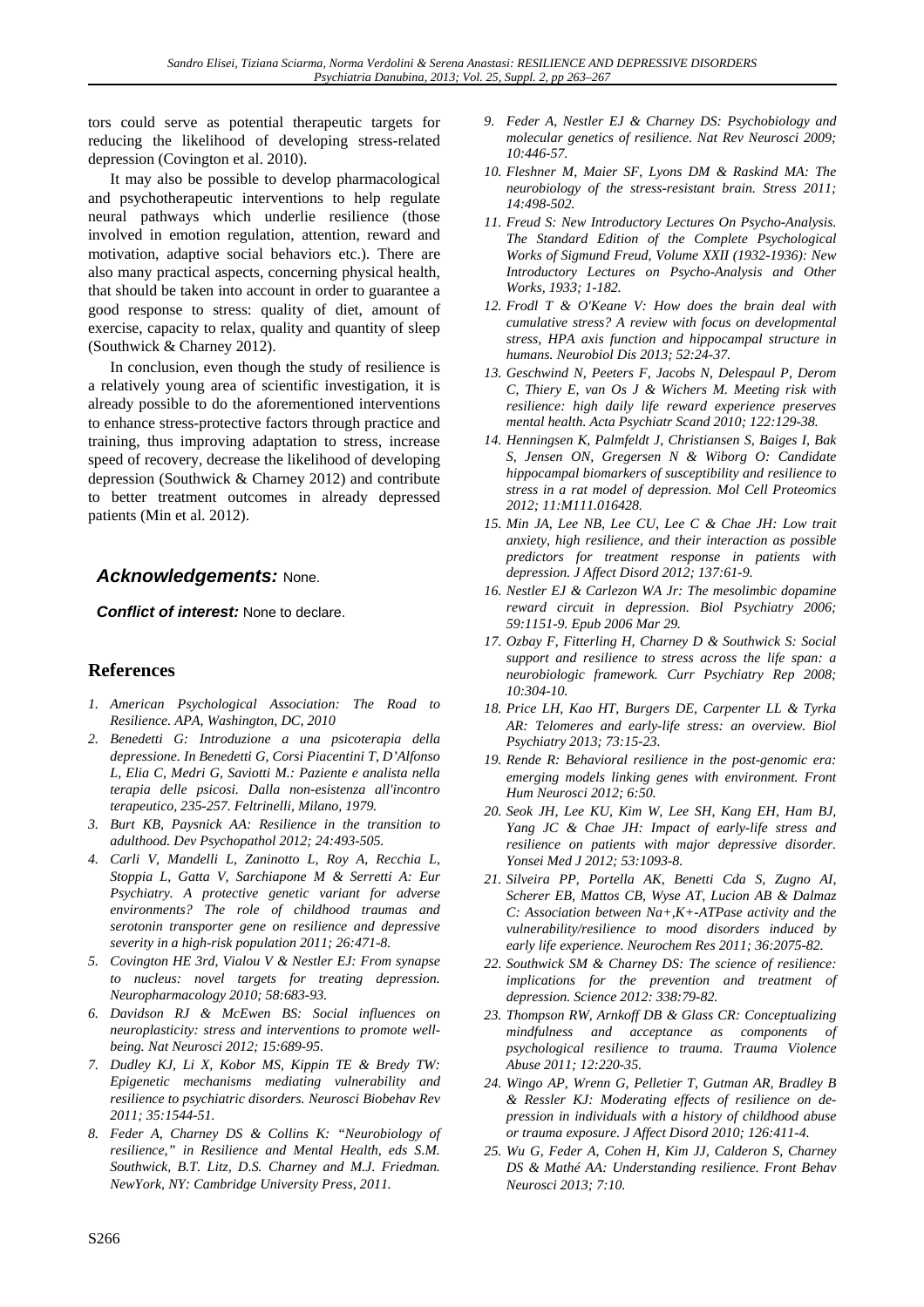tors could serve as potential therapeutic targets for reducing the likelihood of developing stress-related depression (Covington et al. 2010).

It may also be possible to develop pharmacological and psychotherapeutic interventions to help regulate neural pathways which underlie resilience (those involved in emotion regulation, attention, reward and motivation, adaptive social behaviors etc.). There are also many practical aspects, concerning physical health, that should be taken into account in order to guarantee a good response to stress: quality of diet, amount of exercise, capacity to relax, quality and quantity of sleep (Southwick & Charney 2012).

In conclusion, even though the study of resilience is a relatively young area of scientific investigation, it is already possible to do the aforementioned interventions to enhance stress-protective factors through practice and training, thus improving adaptation to stress, increase speed of recovery, decrease the likelihood of developing depression (Southwick & Charney 2012) and contribute to better treatment outcomes in already depressed patients (Min et al. 2012).

***Acknowledgements:*** None.

***Conflict of interest:*** None to declare.

## References

1. *American Psychological Association: The Road to Resilience. APA, Washington, DC, 2010*
2. *Benedetti G: Introduzione a una psicoterapia della depressione. In Benedetti G, Corsi Piacentini T, D'Alfonso L, Elia C, Medri G, Saviotti M.: Paziente e analista nella terapia delle psicosi. Dalla non-esistenza all'incontro terapeutico, 235-257. Feltrinelli, Milano, 1979.*
3. *Burt KB, Paysnick AA: Resilience in the transition to adulthood. Dev Psychopathol 2012; 24:493-505.*
4. *Carli V, Mandelli L, Zaninotto L, Roy A, Recchia L, Stoppia L, Gatta V, Sarchiapone M & Serretti A: Eur Psychiatry. A protective genetic variant for adverse environments? The role of childhood traumas and serotonin transporter gene on resilience and depressive severity in a high-risk population 2011; 26:471-8.*
5. *Covington HE 3rd, Vialou V & Nestler EJ: From synapse to nucleus: novel targets for treating depression. Neuropharmacology 2010; 58:683-93.*
6. *Davidson RJ & McEwen BS: Social influences on neuroplasticity: stress and interventions to promote well-being. Nat Neurosci 2012; 15:689-95.*
7. *Dudley KJ, Li X, Kobor MS, Kippin TE & Bredy TW: Epigenetic mechanisms mediating vulnerability and resilience to psychiatric disorders. Neurosci Biobehav Rev 2011; 35:1544-51.*
8. *Feder A, Charney DS & Collins K: "Neurobiology of resilience," in Resilience and Mental Health, eds S.M. Southwick, B.T. Litz, D.S. Charney and M.J. Friedman. NewYork, NY: Cambridge University Press, 2011.*
9. *Feder A, Nestler EJ & Charney DS: Psychobiology and molecular genetics of resilience. Nat Rev Neurosci 2009; 10:446-57.*
10. *Fleshner M, Maier SF, Lyons DM & Raskind MA: The neurobiology of the stress-resistant brain. Stress 2011; 14:498-502.*
11. *Freud S: New Introductory Lectures On Psycho-Analysis. The Standard Edition of the Complete Psychological Works of Sigmund Freud, Volume XXII (1932-1936): New Introductory Lectures on Psycho-Analysis and Other Works, 1933; 1-182.*
12. *Frodl T & O'Keane V: How does the brain deal with cumulative stress? A review with focus on developmental stress, HPA axis function and hippocampal structure in humans. Neurobiol Dis 2013; 52:24-37.*
13. *Geschwind N, Peeters F, Jacobs N, Delespaul P, Derom C, Thiery E, van Os J & Wichers M. Meeting risk with resilience: high daily life reward experience preserves mental health. Acta Psychiatr Scand 2010; 122:129-38.*
14. *Henningsen K, Palmfeldt J, Christiansen S, Baiges I, Bak S, Jensen ON, Gregersen N & Wiborg O: Candidate hippocampal biomarkers of susceptibility and resilience to stress in a rat model of depression. Mol Cell Proteomics 2012; 11:M111.016428.*
15. *Min JA, Lee NB, Lee CU, Lee C & Chae JH: Low trait anxiety, high resilience, and their interaction as possible predictors for treatment response in patients with depression. J Affect Disord 2012; 137:61-9.*
16. *Nestler EJ & Carlezon WA Jr: The mesolimbic dopamine reward circuit in depression. Biol Psychiatry 2006; 59:1151-9. Epub 2006 Mar 29.*
17. *Ozbay F, Fitterling H, Charney D & Southwick S: Social support and resilience to stress across the life span: a neurobiologic framework. Curr Psychiatry Rep 2008; 10:304-10.*
18. *Price LH, Kao HT, Burgers DE, Carpenter LL & Tyrka AR: Telomeres and early-life stress: an overview. Biol Psychiatry 2013; 73:15-23.*
19. *Rende R: Behavioral resilience in the post-genomic era: emerging models linking genes with environment. Front Hum Neurosci 2012; 6:50.*
20. *Seok JH, Lee KU, Kim W, Lee SH, Kang EH, Ham BJ, Yang JC & Chae JH: Impact of early-life stress and resilience on patients with major depressive disorder. Yonsei Med J 2012; 53:1093-8.*
21. *Silveira PP, Portella AK, Benetti Cda S, Zugno AI, Scherer EB, Mattos CB, Wyse AT, Lucion AB & Dalmaz C: Association between Na+,K+-ATPase activity and the vulnerability/resilience to mood disorders induced by early life experience. Neurochem Res 2011; 36:2075-82.*
22. *Southwick SM & Charney DS: The science of resilience: implications for the prevention and treatment of depression. Science 2012: 338:79-82.*
23. *Thompson RW, Arnkoff DB & Glass CR: Conceptualizing mindfulness and acceptance as components of psychological resilience to trauma. Trauma Violence Abuse 2011; 12:220-35.*
24. *Wingo AP, Wrenn G, Pelletier T, Gutman AR, Bradley B & Ressler KJ: Moderating effects of resilience on depression in individuals with a history of childhood abuse or trauma exposure. J Affect Disord 2010; 126:411-4.*
25. *Wu G, Feder A, Cohen H, Kim JJ, Calderon S, Charney DS & Mathé AA: Understanding resilience. Front Behav Neurosci 2013; 7:10.*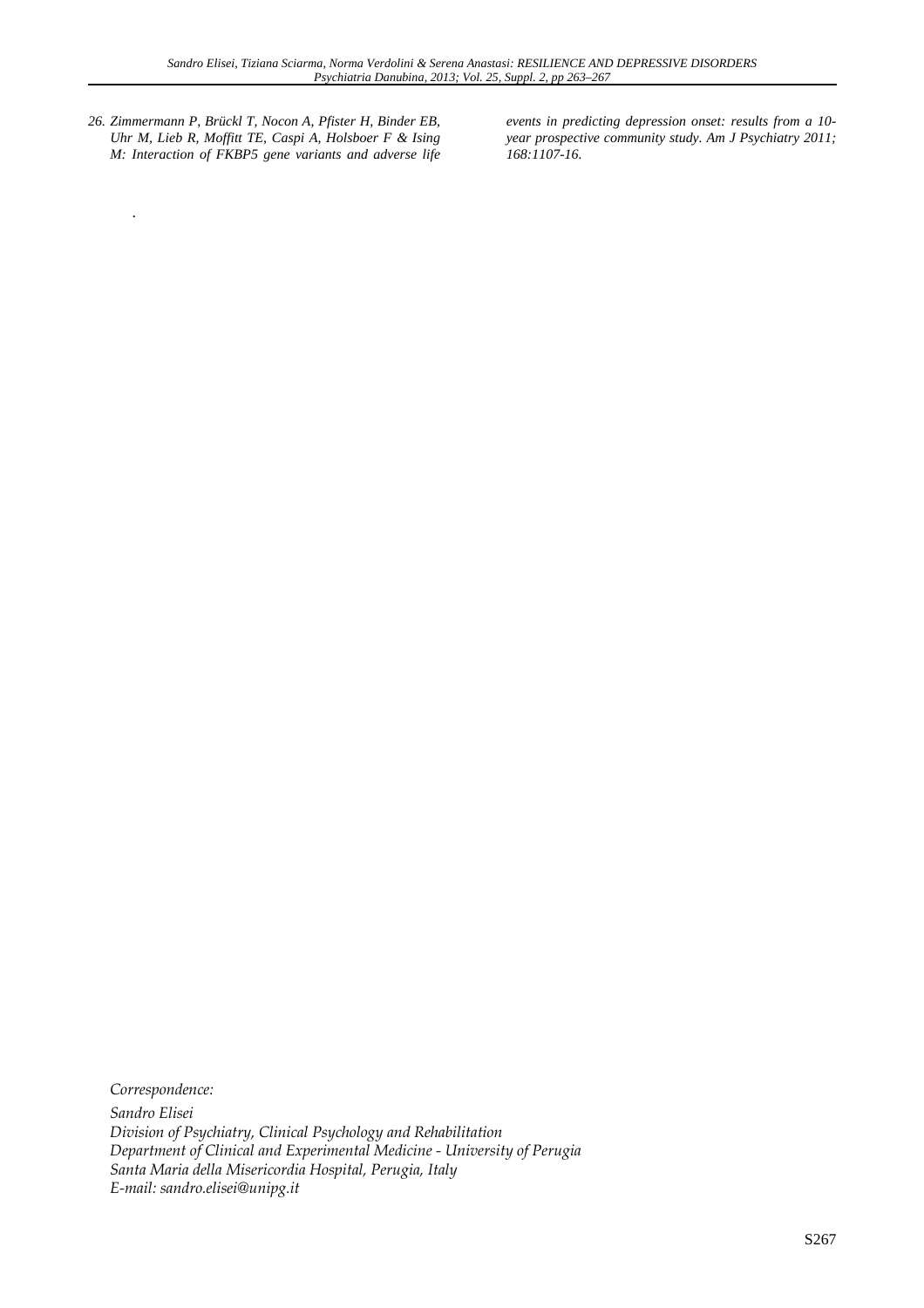26. *Zimmermann P, Brückl T, Nocon A, Pfister H, Binder EB, Uhr M, Lieb R, Moffitt TE, Caspi A, Holsboer F & Ising M: Interaction of FKBP5 gene variants and adverse life events in predicting depression onset: results from a 10-year prospective community study. Am J Psychiatry 2011; 168:1107-16.*

*Correspondence:*

*Sandro Elisei*
*Division of Psychiatry, Clinical Psychology and Rehabilitation*
*Department of Clinical and Experimental Medicine - University of Perugia*
*Santa Maria della Misericordia Hospital, Perugia, Italy*
*E-mail: sandro.elisei@unipg.it*